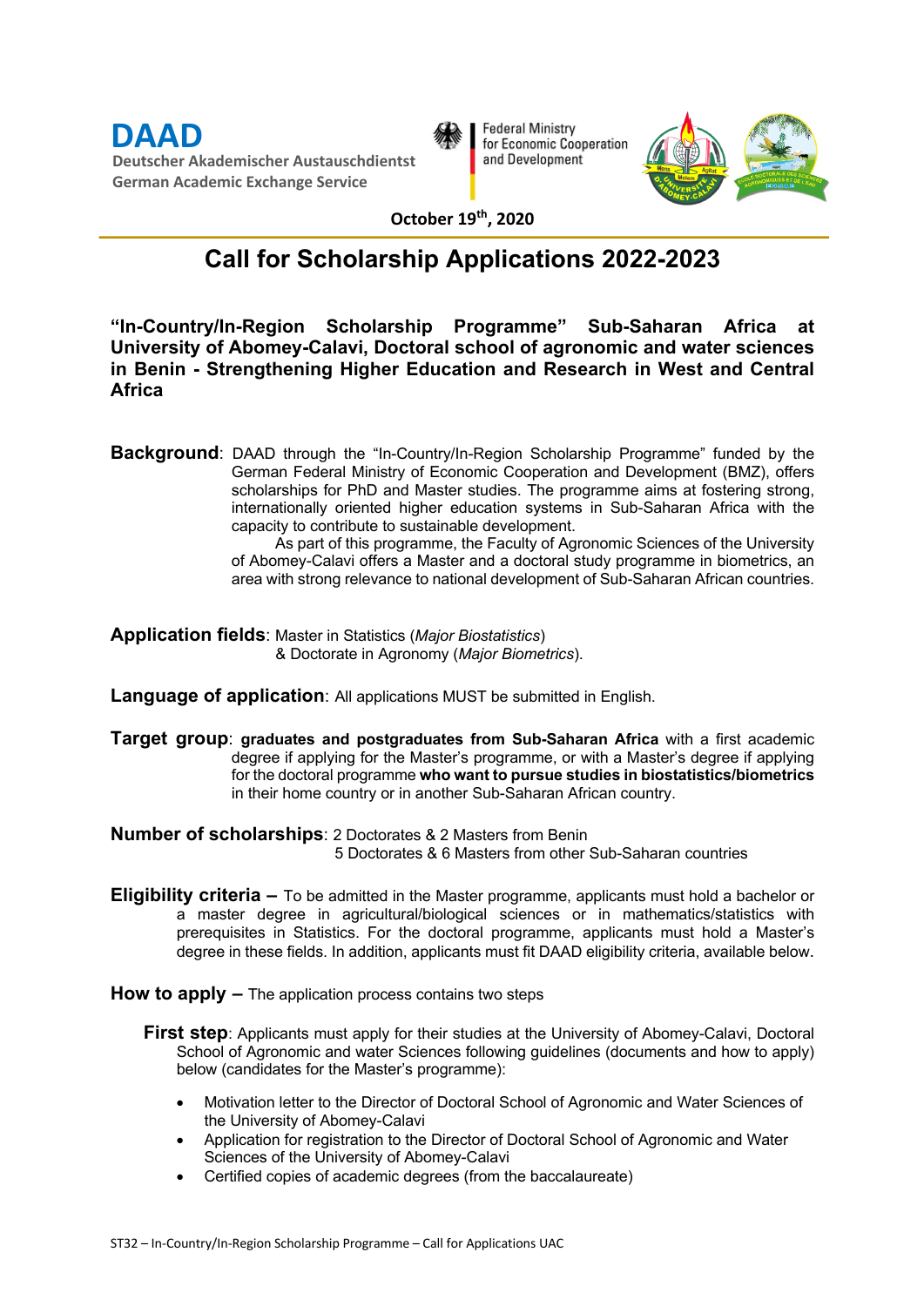**DAAD**
Deutscher Akademischer Austauschdienst
German Academic Exchange Service

Federal Ministry for Economic Cooperation and Development

October 19th, 2020

# Call for Scholarship Applications 2022-2023

## "In-Country/In-Region Scholarship Programme" Sub-Saharan Africa at University of Abomey-Calavi, Doctoral school of agronomic and water sciences in Benin - Strengthening Higher Education and Research in West and Central Africa

**Background**: DAAD through the "In-Country/In-Region Scholarship Programme" funded by the German Federal Ministry of Economic Cooperation and Development (BMZ), offers scholarships for PhD and Master studies. The programme aims at fostering strong, internationally oriented higher education systems in Sub-Saharan Africa with the capacity to contribute to sustainable development.

As part of this programme, the Faculty of Agronomic Sciences of the University of Abomey-Calavi offers a Master and a doctoral study programme in biometrics, an area with strong relevance to national development of Sub-Saharan African countries.

**Application fields**: Master in Statistics (*Major Biostatistics*)
& Doctorate in Agronomy (*Major Biometrics*).

**Language of application**: All applications MUST be submitted in English.

**Target group**: **graduates and postgraduates from Sub-Saharan Africa** with a first academic degree if applying for the Master's programme, or with a Master's degree if applying for the doctoral programme **who want to pursue studies in biostatistics/biometrics** in their home country or in another Sub-Saharan African country.

**Number of scholarships**: 2 Doctorates & 2 Masters from Benin
5 Doctorates & 6 Masters from other Sub-Saharan countries

**Eligibility criteria –** To be admitted in the Master programme, applicants must hold a bachelor or a master degree in agricultural/biological sciences or in mathematics/statistics with prerequisites in Statistics. For the doctoral programme, applicants must hold a Master's degree in these fields. In addition, applicants must fit DAAD eligibility criteria, available below.

**How to apply –** The application process contains two steps

**First step**: Applicants must apply for their studies at the University of Abomey-Calavi, Doctoral School of Agronomic and water Sciences following guidelines (documents and how to apply) below (candidates for the Master's programme):

- Motivation letter to the Director of Doctoral School of Agronomic and Water Sciences of the University of Abomey-Calavi
- Application for registration to the Director of Doctoral School of Agronomic and Water Sciences of the University of Abomey-Calavi
- Certified copies of academic degrees (from the baccalaureate)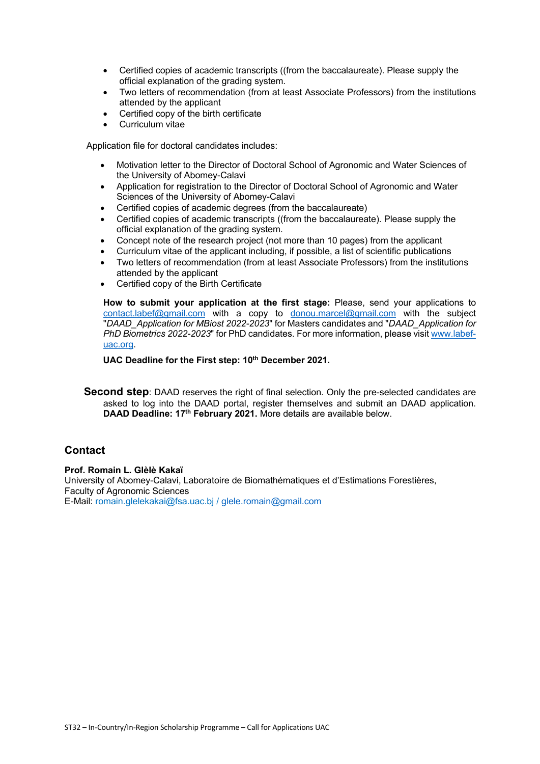- Certified copies of academic transcripts ((from the baccalaureate). Please supply the official explanation of the grading system.
- Two letters of recommendation (from at least Associate Professors) from the institutions attended by the applicant
- Certified copy of the birth certificate
- Curriculum vitae

Application file for doctoral candidates includes:

- Motivation letter to the Director of Doctoral School of Agronomic and Water Sciences of the University of Abomey-Calavi
- Application for registration to the Director of Doctoral School of Agronomic and Water Sciences of the University of Abomey-Calavi
- Certified copies of academic degrees (from the baccalaureate)
- Certified copies of academic transcripts ((from the baccalaureate). Please supply the official explanation of the grading system.
- Concept note of the research project (not more than 10 pages) from the applicant
- Curriculum vitae of the applicant including, if possible, a list of scientific publications
- Two letters of recommendation (from at least Associate Professors) from the institutions attended by the applicant
- Certified copy of the Birth Certificate

**How to submit your application at the first stage:** Please, send your applications to contact.labef@gmail.com with a copy to donou.marcel@gmail.com with the subject "*DAAD_Application for MBiost 2022-2023*" for Masters candidates and "*DAAD_Application for PhD Biometrics 2022-2023*" for PhD candidates. For more information, please visit www.labef-uac.org.

**UAC Deadline for the First step: 10th December 2021.**

**Second step**: DAAD reserves the right of final selection. Only the pre-selected candidates are asked to log into the DAAD portal, register themselves and submit an DAAD application. **DAAD Deadline: 17th February 2021.** More details are available below.

## Contact

**Prof. Romain L. Glèlè Kakaï**
University of Abomey-Calavi, Laboratoire de Biomathématiques et d'Estimations Forestières, Faculty of Agronomic Sciences
E-Mail: romain.glelekakai@fsa.uac.bj / glele.romain@gmail.com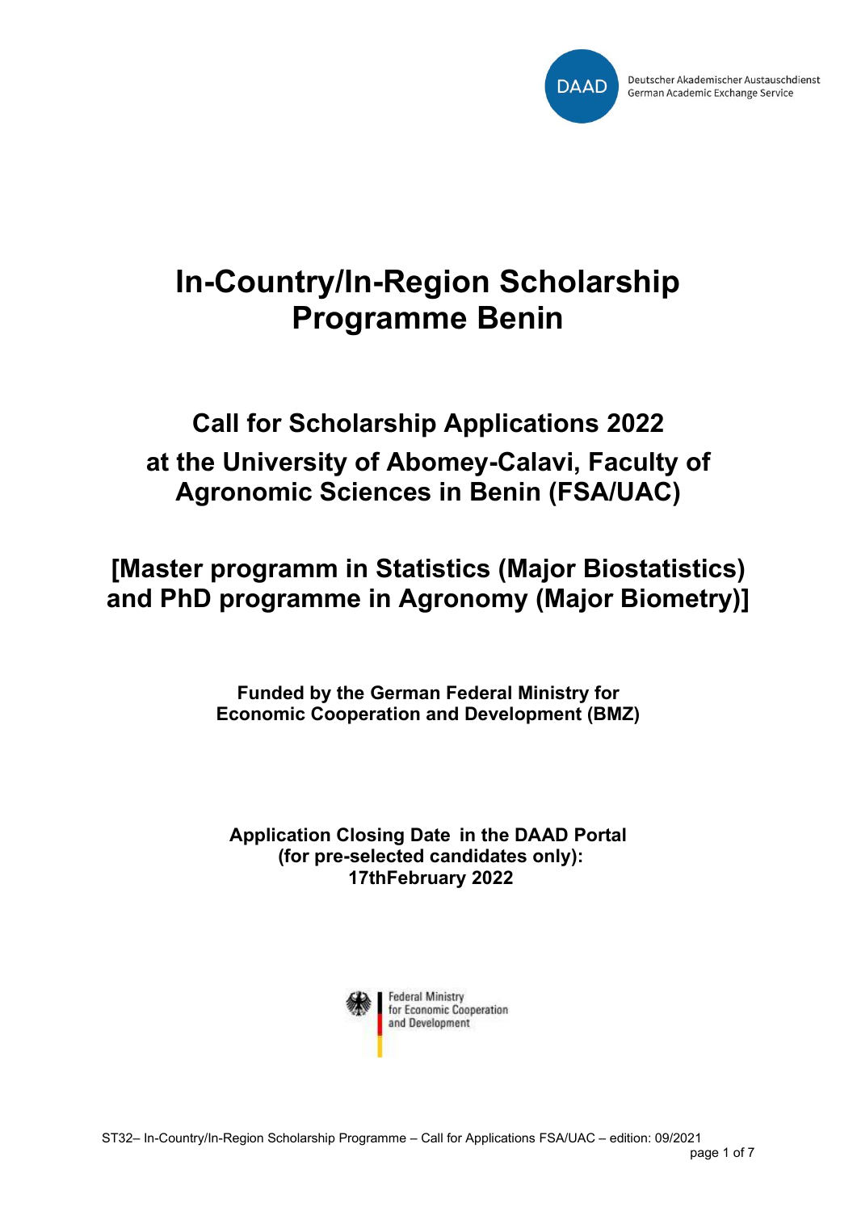# In-Country/In-Region Scholarship Programme Benin

## Call for Scholarship Applications 2022 at the University of Abomey-Calavi, Faculty of Agronomic Sciences in Benin (FSA/UAC)

## [Master programm in Statistics (Major Biostatistics) and PhD programme in Agronomy (Major Biometry)]

**Funded by the German Federal Ministry for Economic Cooperation and Development (BMZ)**

**Application Closing Date in the DAAD Portal (for pre-selected candidates only): 17thFebruary 2022**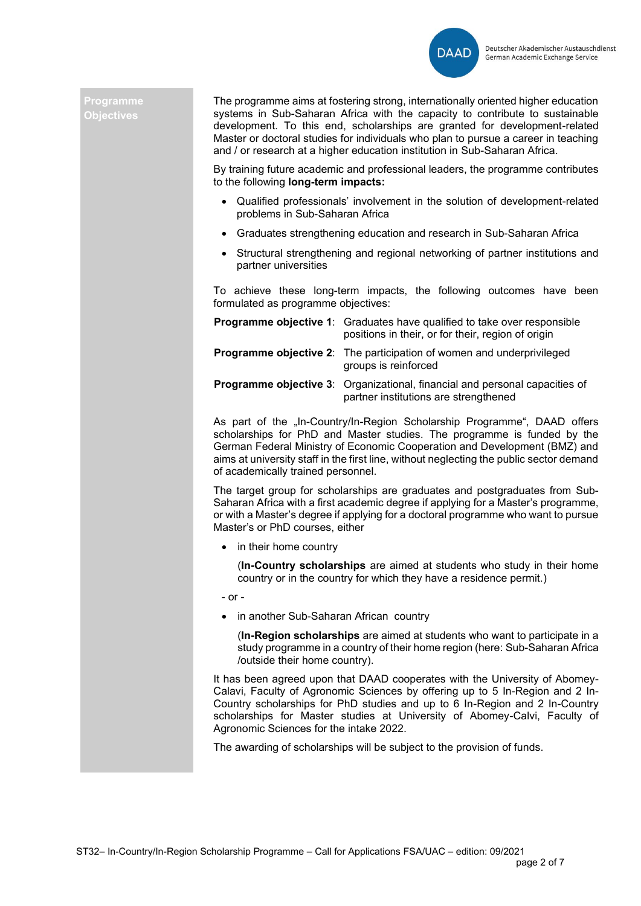## Programme Objectives

The programme aims at fostering strong, internationally oriented higher education systems in Sub-Saharan Africa with the capacity to contribute to sustainable development. To this end, scholarships are granted for development-related Master or doctoral studies for individuals who plan to pursue a career in teaching and / or research at a higher education institution in Sub-Saharan Africa.

By training future academic and professional leaders, the programme contributes to the following **long-term impacts:**

- Qualified professionals' involvement in the solution of development-related problems in Sub-Saharan Africa
- Graduates strengthening education and research in Sub-Saharan Africa
- Structural strengthening and regional networking of partner institutions and partner universities

To achieve these long-term impacts, the following outcomes have been formulated as programme objectives:

**Programme objective 1**: Graduates have qualified to take over responsible positions in their, or for their, region of origin

**Programme objective 2**: The participation of women and underprivileged groups is reinforced

**Programme objective 3**: Organizational, financial and personal capacities of partner institutions are strengthened

As part of the „In-Country/In-Region Scholarship Programme", DAAD offers scholarships for PhD and Master studies. The programme is funded by the German Federal Ministry of Economic Cooperation and Development (BMZ) and aims at university staff in the first line, without neglecting the public sector demand of academically trained personnel.

The target group for scholarships are graduates and postgraduates from Sub-Saharan Africa with a first academic degree if applying for a Master's programme, or with a Master's degree if applying for a doctoral programme who want to pursue Master's or PhD courses, either

- in their home country

  (**In-Country scholarships** are aimed at students who study in their home country or in the country for which they have a residence permit.)

\- or -

- in another Sub-Saharan African country

  (**In-Region scholarships** are aimed at students who want to participate in a study programme in a country of their home region (here: Sub-Saharan Africa /outside their home country).

It has been agreed upon that DAAD cooperates with the University of Abomey-Calavi, Faculty of Agronomic Sciences by offering up to 5 In-Region and 2 In-Country scholarships for PhD studies and up to 6 In-Region and 2 In-Country scholarships for Master studies at University of Abomey-Calvi, Faculty of Agronomic Sciences for the intake 2022.

The awarding of scholarships will be subject to the provision of funds.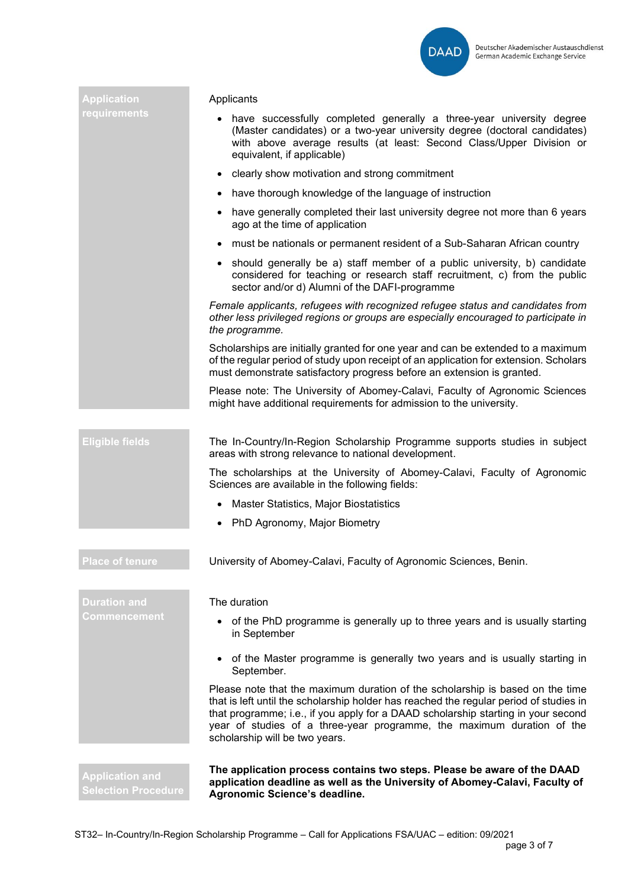## Application requirements

Applicants

- have successfully completed generally a three-year university degree (Master candidates) or a two-year university degree (doctoral candidates) with above average results (at least: Second Class/Upper Division or equivalent, if applicable)
- clearly show motivation and strong commitment
- have thorough knowledge of the language of instruction
- have generally completed their last university degree not more than 6 years ago at the time of application
- must be nationals or permanent resident of a Sub-Saharan African country
- should generally be a) staff member of a public university, b) candidate considered for teaching or research staff recruitment, c) from the public sector and/or d) Alumni of the DAFI-programme

*Female applicants, refugees with recognized refugee status and candidates from other less privileged regions or groups are especially encouraged to participate in the programme.*

Scholarships are initially granted for one year and can be extended to a maximum of the regular period of study upon receipt of an application for extension. Scholars must demonstrate satisfactory progress before an extension is granted.

Please note: The University of Abomey-Calavi, Faculty of Agronomic Sciences might have additional requirements for admission to the university.

## Eligible fields

The In-Country/In-Region Scholarship Programme supports studies in subject areas with strong relevance to national development.

The scholarships at the University of Abomey-Calavi, Faculty of Agronomic Sciences are available in the following fields:

- Master Statistics, Major Biostatistics
- PhD Agronomy, Major Biometry

## Place of tenure

University of Abomey-Calavi, Faculty of Agronomic Sciences, Benin.

## Duration and Commencement

The duration

- of the PhD programme is generally up to three years and is usually starting in September
- of the Master programme is generally two years and is usually starting in September.

Please note that the maximum duration of the scholarship is based on the time that is left until the scholarship holder has reached the regular period of studies in that programme; i.e., if you apply for a DAAD scholarship starting in your second year of studies of a three-year programme, the maximum duration of the scholarship will be two years.

## Application and Selection Procedure

**The application process contains two steps. Please be aware of the DAAD application deadline as well as the University of Abomey-Calavi, Faculty of Agronomic Science's deadline.**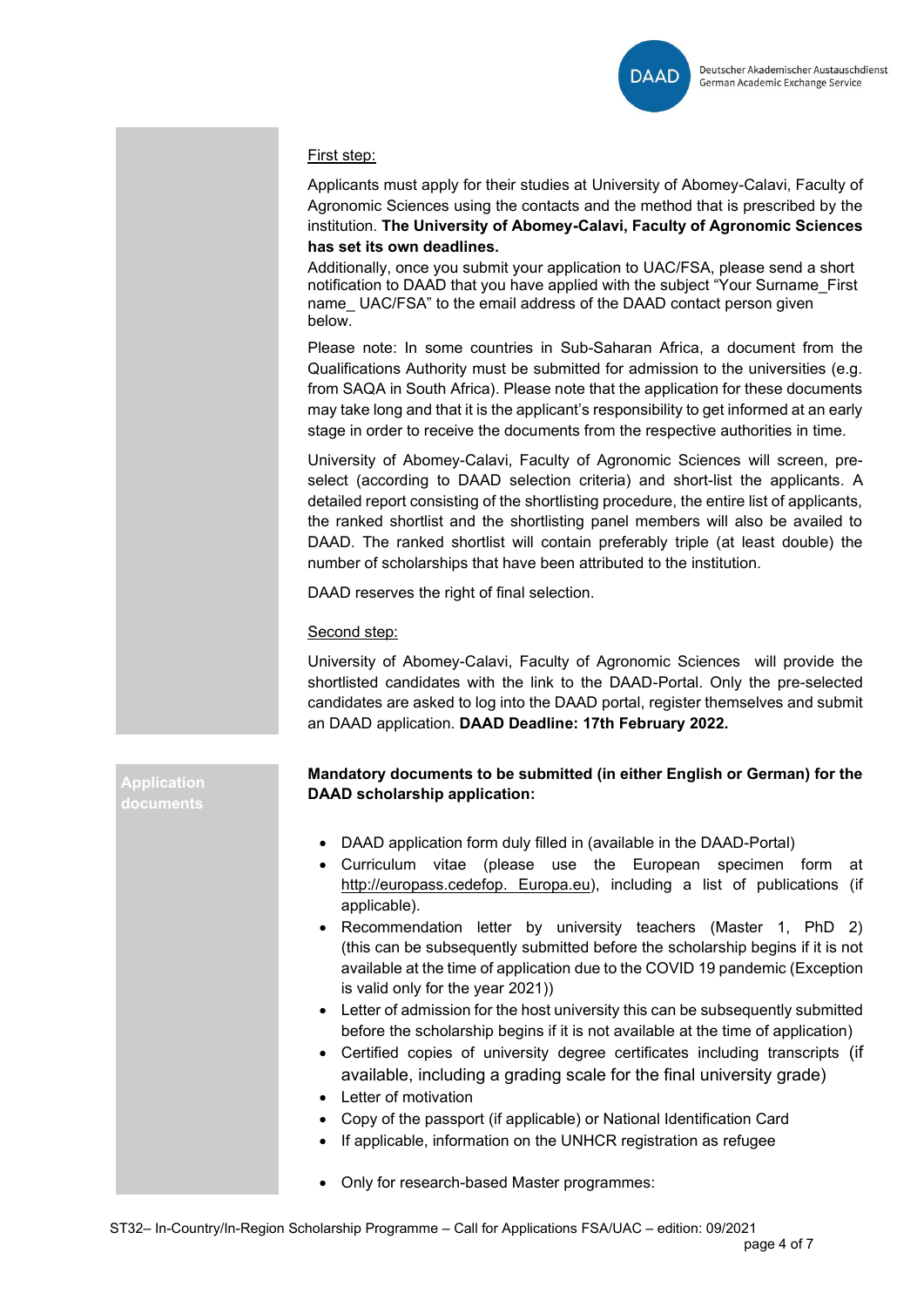First step:

Applicants must apply for their studies at University of Abomey-Calavi, Faculty of Agronomic Sciences using the contacts and the method that is prescribed by the institution. **The University of Abomey-Calavi, Faculty of Agronomic Sciences has set its own deadlines.**

Additionally, once you submit your application to UAC/FSA, please send a short notification to DAAD that you have applied with the subject "Your Surname_First name_ UAC/FSA" to the email address of the DAAD contact person given below.

Please note: In some countries in Sub-Saharan Africa, a document from the Qualifications Authority must be submitted for admission to the universities (e.g. from SAQA in South Africa). Please note that the application for these documents may take long and that it is the applicant's responsibility to get informed at an early stage in order to receive the documents from the respective authorities in time.

University of Abomey-Calavi, Faculty of Agronomic Sciences will screen, pre-select (according to DAAD selection criteria) and short-list the applicants. A detailed report consisting of the shortlisting procedure, the entire list of applicants, the ranked shortlist and the shortlisting panel members will also be availed to DAAD. The ranked shortlist will contain preferably triple (at least double) the number of scholarships that have been attributed to the institution.

DAAD reserves the right of final selection.

Second step:

University of Abomey-Calavi, Faculty of Agronomic Sciences will provide the shortlisted candidates with the link to the DAAD-Portal. Only the pre-selected candidates are asked to log into the DAAD portal, register themselves and submit an DAAD application. **DAAD Deadline: 17th February 2022.**

## Application documents

**Mandatory documents to be submitted (in either English or German) for the DAAD scholarship application:**

- DAAD application form duly filled in (available in the DAAD-Portal)
- Curriculum vitae (please use the European specimen form at http://europass.cedefop. Europa.eu), including a list of publications (if applicable).
- Recommendation letter by university teachers (Master 1, PhD 2) (this can be subsequently submitted before the scholarship begins if it is not available at the time of application due to the COVID 19 pandemic (Exception is valid only for the year 2021))
- Letter of admission for the host university this can be subsequently submitted before the scholarship begins if it is not available at the time of application)
- Certified copies of university degree certificates including transcripts (if available, including a grading scale for the final university grade)
- Letter of motivation
- Copy of the passport (if applicable) or National Identification Card
- If applicable, information on the UNHCR registration as refugee
- Only for research-based Master programmes: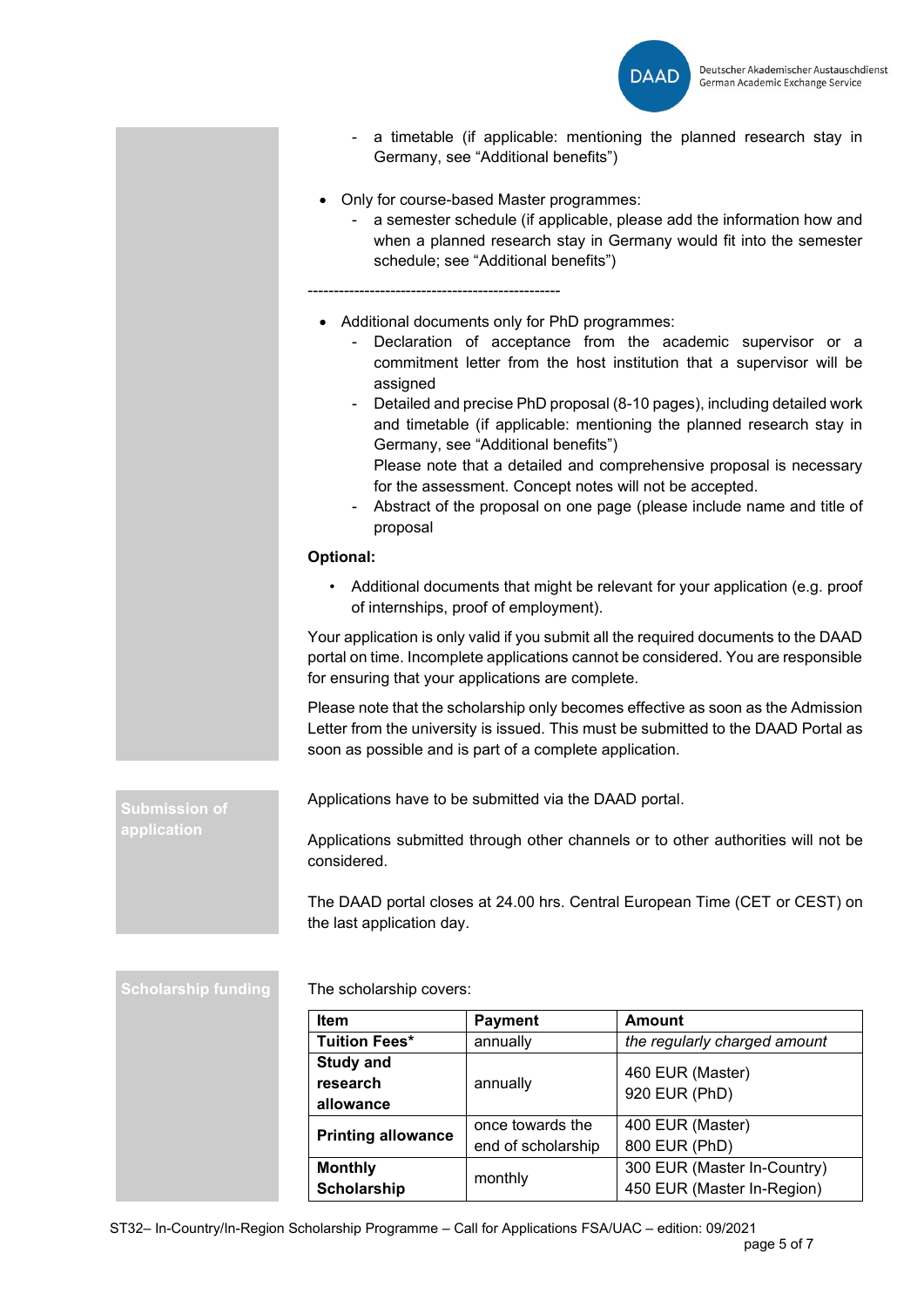- a timetable (if applicable: mentioning the planned research stay in Germany, see "Additional benefits")

- Only for course-based Master programmes:
  - a semester schedule (if applicable, please add the information how and when a planned research stay in Germany would fit into the semester schedule; see "Additional benefits")

-------------------------------------------------

- Additional documents only for PhD programmes:
  - Declaration of acceptance from the academic supervisor or a commitment letter from the host institution that a supervisor will be assigned
  - Detailed and precise PhD proposal (8-10 pages), including detailed work and timetable (if applicable: mentioning the planned research stay in Germany, see "Additional benefits")
    Please note that a detailed and comprehensive proposal is necessary for the assessment. Concept notes will not be accepted.
  - Abstract of the proposal on one page (please include name and title of proposal

**Optional:**

- Additional documents that might be relevant for your application (e.g. proof of internships, proof of employment).

Your application is only valid if you submit all the required documents to the DAAD portal on time. Incomplete applications cannot be considered. You are responsible for ensuring that your applications are complete.

Please note that the scholarship only becomes effective as soon as the Admission Letter from the university is issued. This must be submitted to the DAAD Portal as soon as possible and is part of a complete application.

## Submission of application

Applications have to be submitted via the DAAD portal.

Applications submitted through other channels or to other authorities will not be considered.

The DAAD portal closes at 24.00 hrs. Central European Time (CET or CEST) on the last application day.

## Scholarship funding

The scholarship covers:

| Item | Payment | Amount |
| --- | --- | --- |
| **Tuition Fees*** | annually | *the regularly charged amount* |
| **Study and research allowance** | annually | 460 EUR (Master)<br>920 EUR (PhD) |
| **Printing allowance** | once towards the end of scholarship | 400 EUR (Master)<br>800 EUR (PhD) |
| **Monthly Scholarship** | monthly | 300 EUR (Master In-Country)<br>450 EUR (Master In-Region) |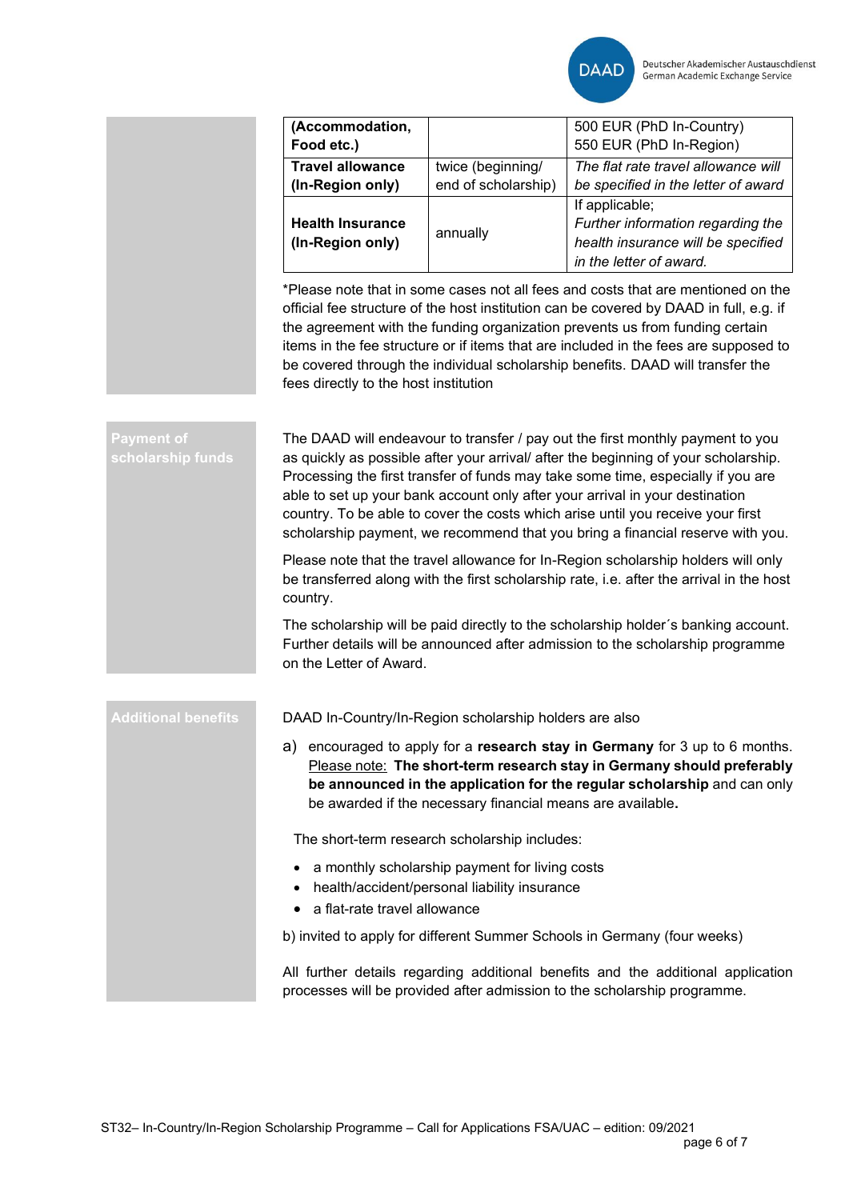| (Accommodation, Food etc.) | | 500 EUR (PhD In-Country)<br>550 EUR (PhD In-Region) |
|---|---|---|
| **Travel allowance (In-Region only)** | twice (beginning/ end of scholarship) | *The flat rate travel allowance will be specified in the letter of award* |
| **Health Insurance (In-Region only)** | annually | If applicable;<br>*Further information regarding the health insurance will be specified in the letter of award.* |

*Please note that in some cases not all fees and costs that are mentioned on the official fee structure of the host institution can be covered by DAAD in full, e.g. if the agreement with the funding organization prevents us from funding certain items in the fee structure or if items that are included in the fees are supposed to be covered through the individual scholarship benefits. DAAD will transfer the fees directly to the host institution

## Payment of scholarship funds

The DAAD will endeavour to transfer / pay out the first monthly payment to you as quickly as possible after your arrival/ after the beginning of your scholarship. Processing the first transfer of funds may take some time, especially if you are able to set up your bank account only after your arrival in your destination country. To be able to cover the costs which arise until you receive your first scholarship payment, we recommend that you bring a financial reserve with you.

Please note that the travel allowance for In-Region scholarship holders will only be transferred along with the first scholarship rate, i.e. after the arrival in the host country.

The scholarship will be paid directly to the scholarship holder´s banking account. Further details will be announced after admission to the scholarship programme on the Letter of Award.

## Additional benefits

DAAD In-Country/In-Region scholarship holders are also

a) encouraged to apply for a **research stay in Germany** for 3 up to 6 months. Please note: **The short-term research stay in Germany should preferably be announced in the application for the regular scholarship** and can only be awarded if the necessary financial means are available**.**

The short-term research scholarship includes:

- a monthly scholarship payment for living costs
- health/accident/personal liability insurance
- a flat-rate travel allowance

b) invited to apply for different Summer Schools in Germany (four weeks)

All further details regarding additional benefits and the additional application processes will be provided after admission to the scholarship programme.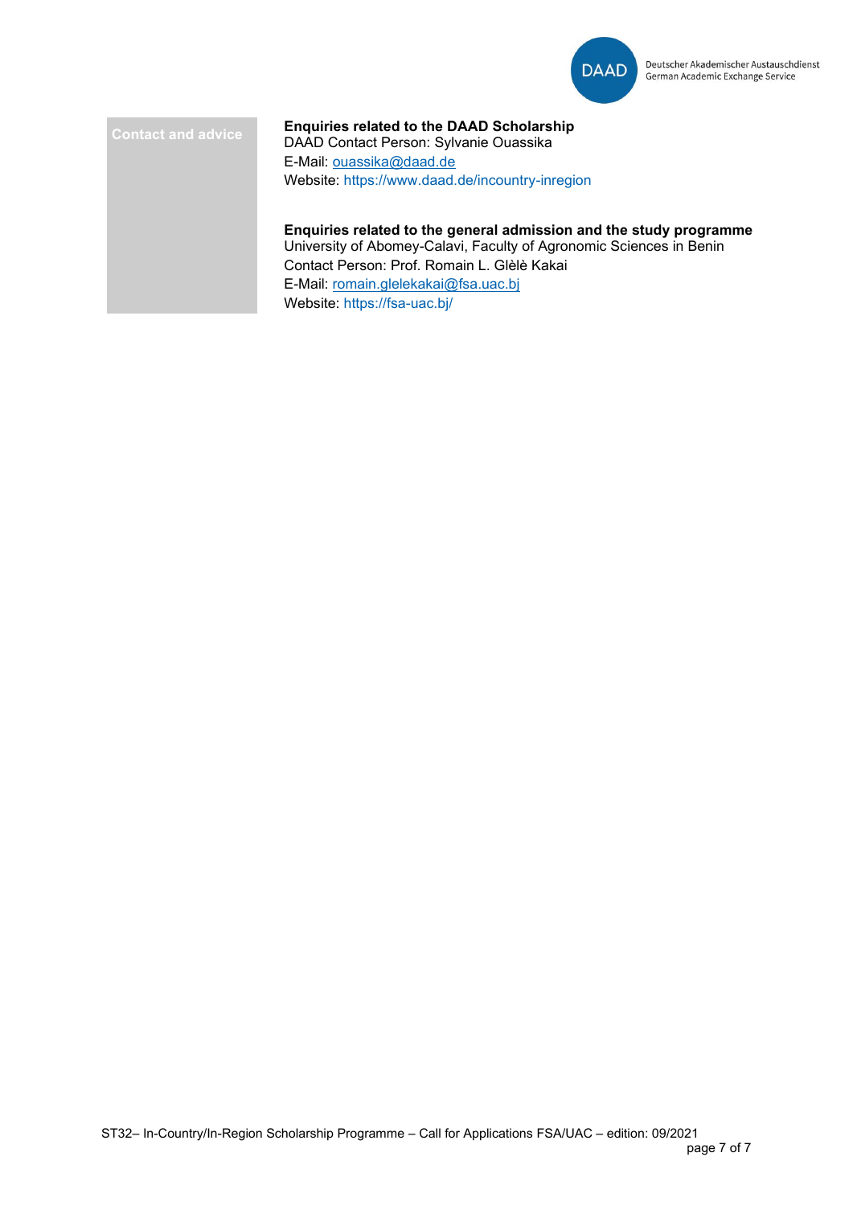## Contact and advice

**Enquiries related to the DAAD Scholarship**
DAAD Contact Person: Sylvanie Ouassika
E-Mail: ouassika@daad.de
Website: https://www.daad.de/incountry-inregion

**Enquiries related to the general admission and the study programme**
University of Abomey-Calavi, Faculty of Agronomic Sciences in Benin
Contact Person: Prof. Romain L. Glèlè Kakai
E-Mail: romain.glelekakai@fsa.uac.bj
Website: https://fsa-uac.bj/